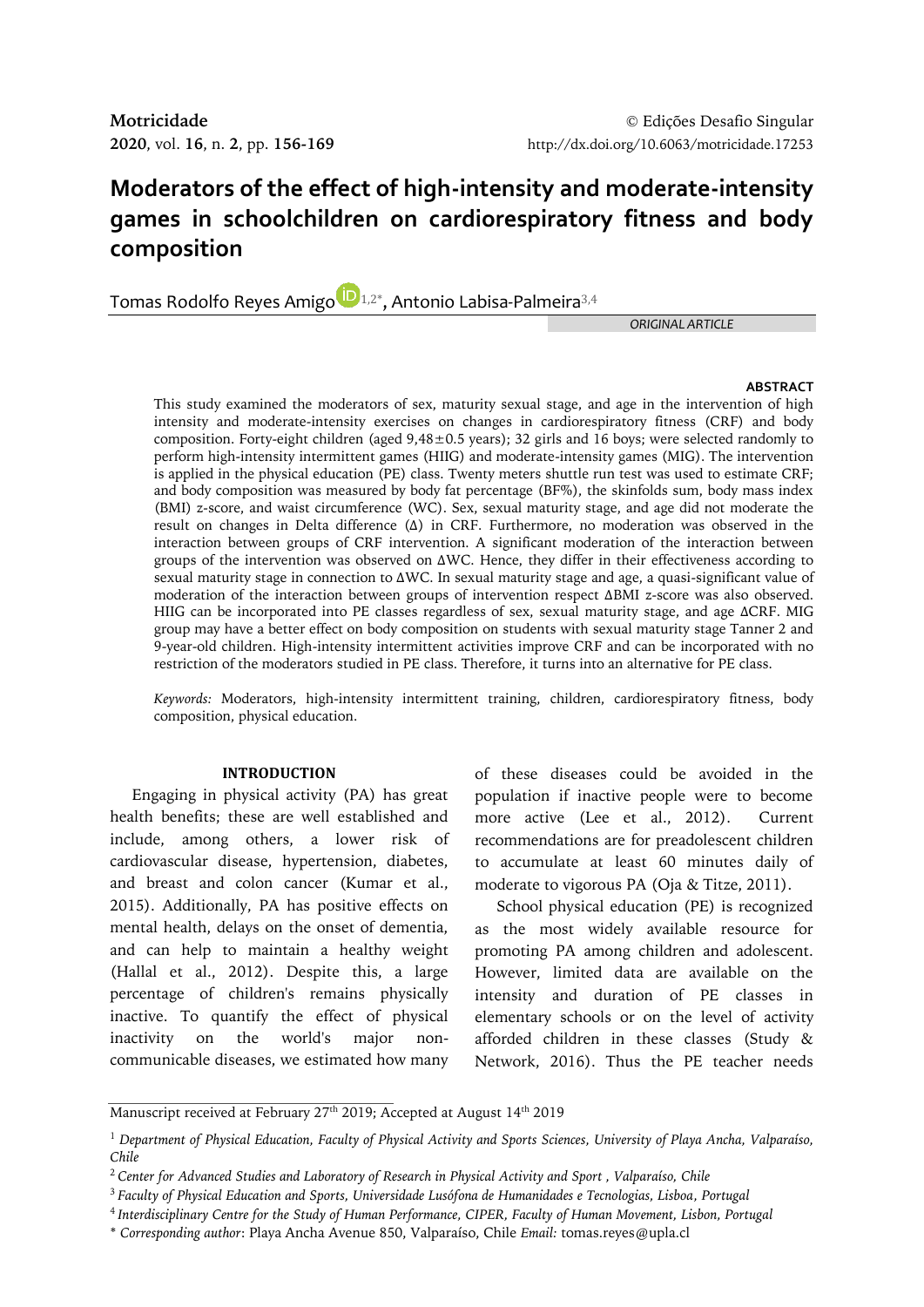Motricidade
2020, vol. 16, n. 2, pp. 156-169

© Edições Desafio Singular
http://dx.doi.org/10.6063/motricidade.17253

# Moderators of the effect of high-intensity and moderate-intensity games in schoolchildren on cardiorespiratory fitness and body composition

Tomas Rodolfo Reyes Amigo[1,2*], Antonio Labisa-Palmeira[3,4]

*ORIGINAL ARTICLE*

**ABSTRACT**

This study examined the moderators of sex, maturity sexual stage, and age in the intervention of high intensity and moderate-intensity exercises on changes in cardiorespiratory fitness (CRF) and body composition. Forty-eight children (aged 9,48±0.5 years); 32 girls and 16 boys; were selected randomly to perform high-intensity intermittent games (HIIG) and moderate-intensity games (MIG). The intervention is applied in the physical education (PE) class. Twenty meters shuttle run test was used to estimate CRF; and body composition was measured by body fat percentage (BF%), the skinfolds sum, body mass index (BMI) z-score, and waist circumference (WC). Sex, sexual maturity stage, and age did not moderate the result on changes in Delta difference (Δ) in CRF. Furthermore, no moderation was observed in the interaction between groups of CRF intervention. A significant moderation of the interaction between groups of the intervention was observed on ΔWC. Hence, they differ in their effectiveness according to sexual maturity stage in connection to ΔWC. In sexual maturity stage and age, a quasi-significant value of moderation of the interaction between groups of intervention respect ΔBMI z-score was also observed. HIIG can be incorporated into PE classes regardless of sex, sexual maturity stage, and age ΔCRF. MIG group may have a better effect on body composition on students with sexual maturity stage Tanner 2 and 9-year-old children. High-intensity intermittent activities improve CRF and can be incorporated with no restriction of the moderators studied in PE class. Therefore, it turns into an alternative for PE class.

*Keywords:* Moderators, high-intensity intermittent training, children, cardiorespiratory fitness, body composition, physical education.

## INTRODUCTION

Engaging in physical activity (PA) has great health benefits; these are well established and include, among others, a lower risk of cardiovascular disease, hypertension, diabetes, and breast and colon cancer (Kumar et al., 2015). Additionally, PA has positive effects on mental health, delays on the onset of dementia, and can help to maintain a healthy weight (Hallal et al., 2012). Despite this, a large percentage of children's remains physically inactive. To quantify the effect of physical inactivity on the world's major non-communicable diseases, we estimated how many of these diseases could be avoided in the population if inactive people were to become more active (Lee et al., 2012). Current recommendations are for preadolescent children to accumulate at least 60 minutes daily of moderate to vigorous PA (Oja & Titze, 2011).

School physical education (PE) is recognized as the most widely available resource for promoting PA among children and adolescent. However, limited data are available on the intensity and duration of PE classes in elementary schools or on the level of activity afforded children in these classes (Study & Network, 2016). Thus the PE teacher needs

Manuscript received at February 27th 2019; Accepted at August 14th 2019

[1] *Department of Physical Education, Faculty of Physical Activity and Sports Sciences, University of Playa Ancha, Valparaíso, Chile*

[2] *Center for Advanced Studies and Laboratory of Research in Physical Activity and Sport , Valparaíso, Chile*

[3] *Faculty of Physical Education and Sports, Universidade Lusófona de Humanidades e Tecnologias, Lisboa, Portugal*

[4] *Interdisciplinary Centre for the Study of Human Performance, CIPER, Faculty of Human Movement, Lisbon, Portugal*

\* *Corresponding author*: Playa Ancha Avenue 850, Valparaíso, Chile *Email:* tomas.reyes@upla.cl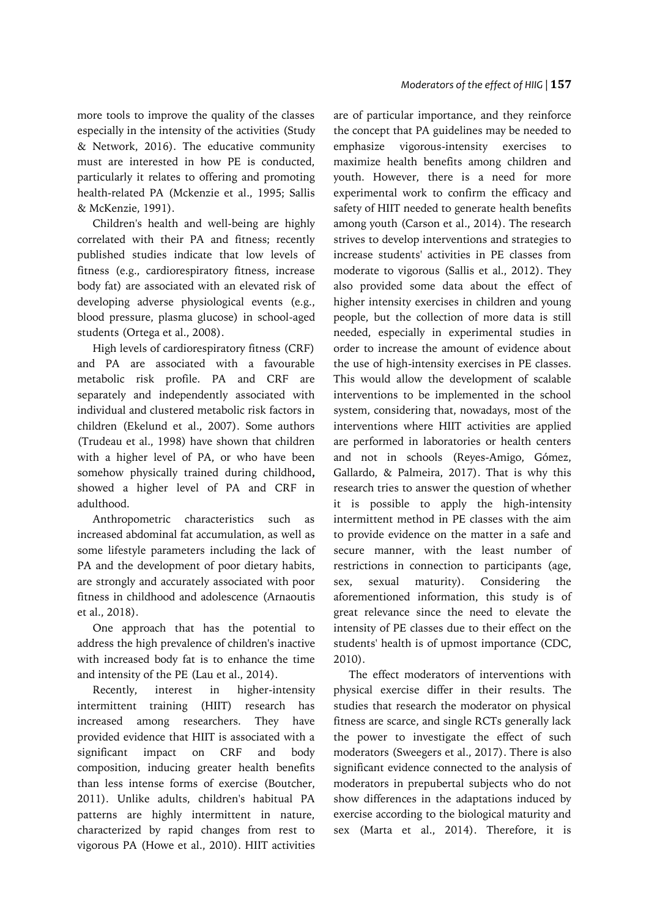more tools to improve the quality of the classes especially in the intensity of the activities (Study & Network, 2016). The educative community must are interested in how PE is conducted, particularly it relates to offering and promoting health-related PA (Mckenzie et al., 1995; Sallis & McKenzie, 1991).

Children's health and well-being are highly correlated with their PA and fitness; recently published studies indicate that low levels of fitness (e.g., cardiorespiratory fitness, increase body fat) are associated with an elevated risk of developing adverse physiological events (e.g., blood pressure, plasma glucose) in school-aged students (Ortega et al., 2008).

High levels of cardiorespiratory fitness (CRF) and PA are associated with a favourable metabolic risk profile. PA and CRF are separately and independently associated with individual and clustered metabolic risk factors in children (Ekelund et al., 2007). Some authors (Trudeau et al., 1998) have shown that children with a higher level of PA, or who have been somehow physically trained during childhood**,** showed a higher level of PA and CRF in adulthood.

Anthropometric characteristics such as increased abdominal fat accumulation, as well as some lifestyle parameters including the lack of PA and the development of poor dietary habits, are strongly and accurately associated with poor fitness in childhood and adolescence (Arnaoutis et al., 2018).

One approach that has the potential to address the high prevalence of children's inactive with increased body fat is to enhance the time and intensity of the PE (Lau et al., 2014).

Recently, interest in higher-intensity intermittent training (HIIT) research has increased among researchers. They have provided evidence that HIIT is associated with a significant impact on CRF and body composition, inducing greater health benefits than less intense forms of exercise (Boutcher, 2011). Unlike adults, children's habitual PA patterns are highly intermittent in nature, characterized by rapid changes from rest to vigorous PA (Howe et al., 2010). HIIT activities are of particular importance, and they reinforce the concept that PA guidelines may be needed to emphasize vigorous-intensity exercises to maximize health benefits among children and youth. However, there is a need for more experimental work to confirm the efficacy and safety of HIIT needed to generate health benefits among youth (Carson et al., 2014). The research strives to develop interventions and strategies to increase students' activities in PE classes from moderate to vigorous (Sallis et al., 2012). They also provided some data about the effect of higher intensity exercises in children and young people, but the collection of more data is still needed, especially in experimental studies in order to increase the amount of evidence about the use of high-intensity exercises in PE classes. This would allow the development of scalable interventions to be implemented in the school system, considering that, nowadays, most of the interventions where HIIT activities are applied are performed in laboratories or health centers and not in schools (Reyes-Amigo, Gómez, Gallardo, & Palmeira, 2017). That is why this research tries to answer the question of whether it is possible to apply the high-intensity intermittent method in PE classes with the aim to provide evidence on the matter in a safe and secure manner, with the least number of restrictions in connection to participants (age, sex, sexual maturity). Considering the aforementioned information, this study is of great relevance since the need to elevate the intensity of PE classes due to their effect on the students' health is of upmost importance (CDC, 2010).

The effect moderators of interventions with physical exercise differ in their results. The studies that research the moderator on physical fitness are scarce, and single RCTs generally lack the power to investigate the effect of such moderators (Sweegers et al., 2017). There is also significant evidence connected to the analysis of moderators in prepubertal subjects who do not show differences in the adaptations induced by exercise according to the biological maturity and sex (Marta et al., 2014). Therefore, it is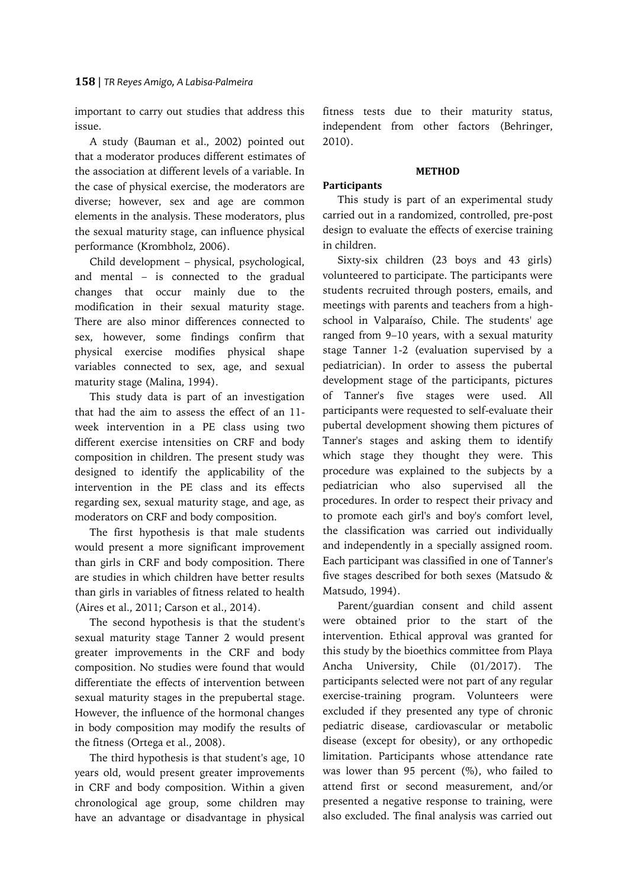important to carry out studies that address this issue.

A study (Bauman et al., 2002) pointed out that a moderator produces different estimates of the association at different levels of a variable. In the case of physical exercise, the moderators are diverse; however, sex and age are common elements in the analysis. These moderators, plus the sexual maturity stage, can influence physical performance (Krombholz, 2006).

Child development – physical, psychological, and mental – is connected to the gradual changes that occur mainly due to the modification in their sexual maturity stage. There are also minor differences connected to sex, however, some findings confirm that physical exercise modifies physical shape variables connected to sex, age, and sexual maturity stage (Malina, 1994).

This study data is part of an investigation that had the aim to assess the effect of an 11-week intervention in a PE class using two different exercise intensities on CRF and body composition in children. The present study was designed to identify the applicability of the intervention in the PE class and its effects regarding sex, sexual maturity stage, and age, as moderators on CRF and body composition.

The first hypothesis is that male students would present a more significant improvement than girls in CRF and body composition. There are studies in which children have better results than girls in variables of fitness related to health (Aires et al., 2011; Carson et al., 2014).

The second hypothesis is that the student's sexual maturity stage Tanner 2 would present greater improvements in the CRF and body composition. No studies were found that would differentiate the effects of intervention between sexual maturity stages in the prepubertal stage. However, the influence of the hormonal changes in body composition may modify the results of the fitness (Ortega et al., 2008).

The third hypothesis is that student's age, 10 years old, would present greater improvements in CRF and body composition. Within a given chronological age group, some children may have an advantage or disadvantage in physical fitness tests due to their maturity status, independent from other factors (Behringer, 2010).

## METHOD

### Participants

This study is part of an experimental study carried out in a randomized, controlled, pre-post design to evaluate the effects of exercise training in children.

Sixty-six children (23 boys and 43 girls) volunteered to participate. The participants were students recruited through posters, emails, and meetings with parents and teachers from a high-school in Valparaíso, Chile. The students' age ranged from 9–10 years, with a sexual maturity stage Tanner 1-2 (evaluation supervised by a pediatrician). In order to assess the pubertal development stage of the participants, pictures of Tanner's five stages were used. All participants were requested to self-evaluate their pubertal development showing them pictures of Tanner's stages and asking them to identify which stage they thought they were. This procedure was explained to the subjects by a pediatrician who also supervised all the procedures. In order to respect their privacy and to promote each girl's and boy's comfort level, the classification was carried out individually and independently in a specially assigned room. Each participant was classified in one of Tanner's five stages described for both sexes (Matsudo & Matsudo, 1994).

Parent/guardian consent and child assent were obtained prior to the start of the intervention. Ethical approval was granted for this study by the bioethics committee from Playa Ancha University, Chile (01/2017). The participants selected were not part of any regular exercise-training program. Volunteers were excluded if they presented any type of chronic pediatric disease, cardiovascular or metabolic disease (except for obesity), or any orthopedic limitation. Participants whose attendance rate was lower than 95 percent (%), who failed to attend first or second measurement, and/or presented a negative response to training, were also excluded. The final analysis was carried out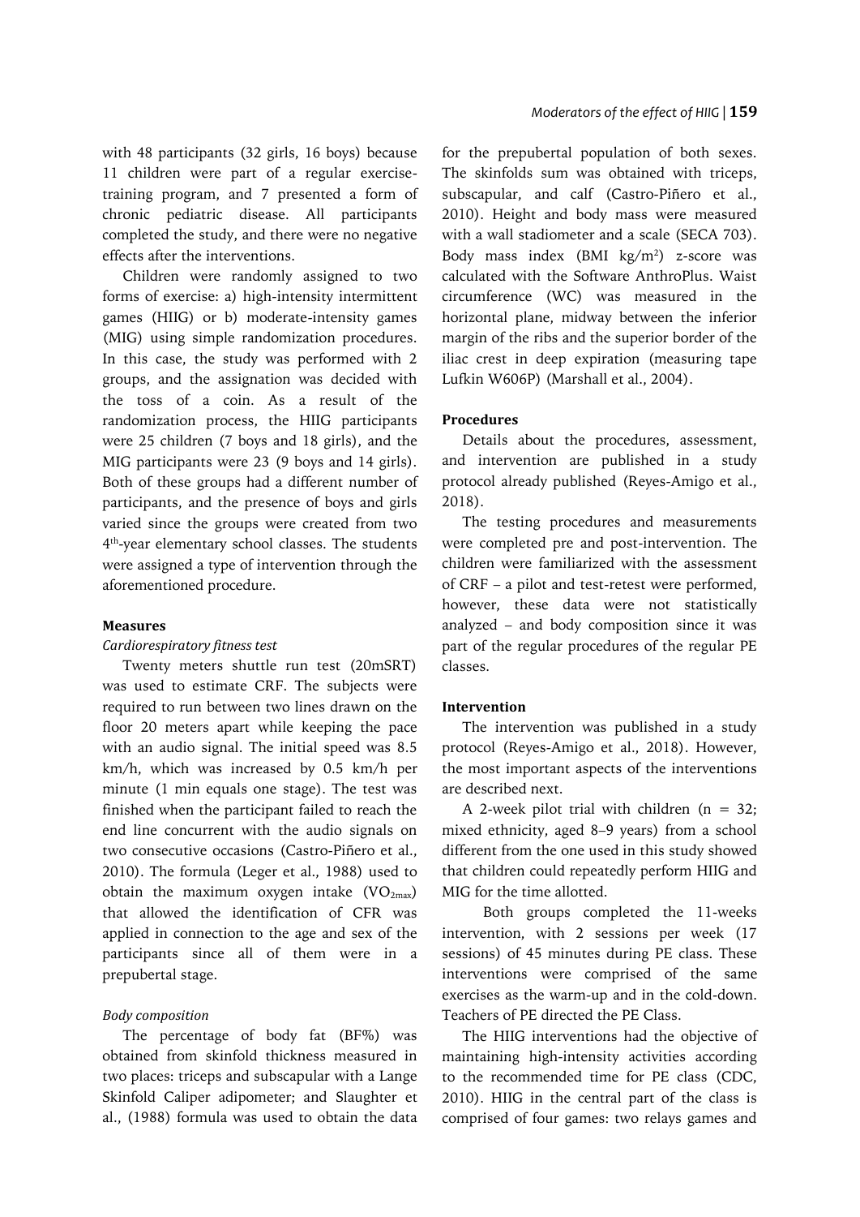with 48 participants (32 girls, 16 boys) because 11 children were part of a regular exercise-training program, and 7 presented a form of chronic pediatric disease. All participants completed the study, and there were no negative effects after the interventions.

Children were randomly assigned to two forms of exercise: a) high-intensity intermittent games (HIIG) or b) moderate-intensity games (MIG) using simple randomization procedures. In this case, the study was performed with 2 groups, and the assignation was decided with the toss of a coin. As a result of the randomization process, the HIIG participants were 25 children (7 boys and 18 girls), and the MIG participants were 23 (9 boys and 14 girls). Both of these groups had a different number of participants, and the presence of boys and girls varied since the groups were created from two 4th-year elementary school classes. The students were assigned a type of intervention through the aforementioned procedure.

**Measures**

*Cardiorespiratory fitness test*

Twenty meters shuttle run test (20mSRT) was used to estimate CRF. The subjects were required to run between two lines drawn on the floor 20 meters apart while keeping the pace with an audio signal. The initial speed was 8.5 km/h, which was increased by 0.5 km/h per minute (1 min equals one stage). The test was finished when the participant failed to reach the end line concurrent with the audio signals on two consecutive occasions (Castro-Piñero et al., 2010). The formula (Leger et al., 1988) used to obtain the maximum oxygen intake ($VO_{2max}$) that allowed the identification of CFR was applied in connection to the age and sex of the participants since all of them were in a prepubertal stage.

*Body composition*

The percentage of body fat (BF%) was obtained from skinfold thickness measured in two places: triceps and subscapular with a Lange Skinfold Caliper adipometer; and Slaughter et al., (1988) formula was used to obtain the data for the prepubertal population of both sexes. The skinfolds sum was obtained with triceps, subscapular, and calf (Castro-Piñero et al., 2010). Height and body mass were measured with a wall stadiometer and a scale (SECA 703). Body mass index (BMI $kg/m^2$) z-score was calculated with the Software AnthroPlus. Waist circumference (WC) was measured in the horizontal plane, midway between the inferior margin of the ribs and the superior border of the iliac crest in deep expiration (measuring tape Lufkin W606P) (Marshall et al., 2004).

**Procedures**

Details about the procedures, assessment, and intervention are published in a study protocol already published (Reyes-Amigo et al., 2018).

The testing procedures and measurements were completed pre and post-intervention. The children were familiarized with the assessment of CRF – a pilot and test-retest were performed, however, these data were not statistically analyzed – and body composition since it was part of the regular procedures of the regular PE classes.

**Intervention**

The intervention was published in a study protocol (Reyes-Amigo et al., 2018). However, the most important aspects of the interventions are described next.

A 2-week pilot trial with children (n = 32; mixed ethnicity, aged 8–9 years) from a school different from the one used in this study showed that children could repeatedly perform HIIG and MIG for the time allotted.

Both groups completed the 11-weeks intervention, with 2 sessions per week (17 sessions) of 45 minutes during PE class. These interventions were comprised of the same exercises as the warm-up and in the cold-down. Teachers of PE directed the PE Class.

The HIIG interventions had the objective of maintaining high-intensity activities according to the recommended time for PE class (CDC, 2010). HIIG in the central part of the class is comprised of four games: two relays games and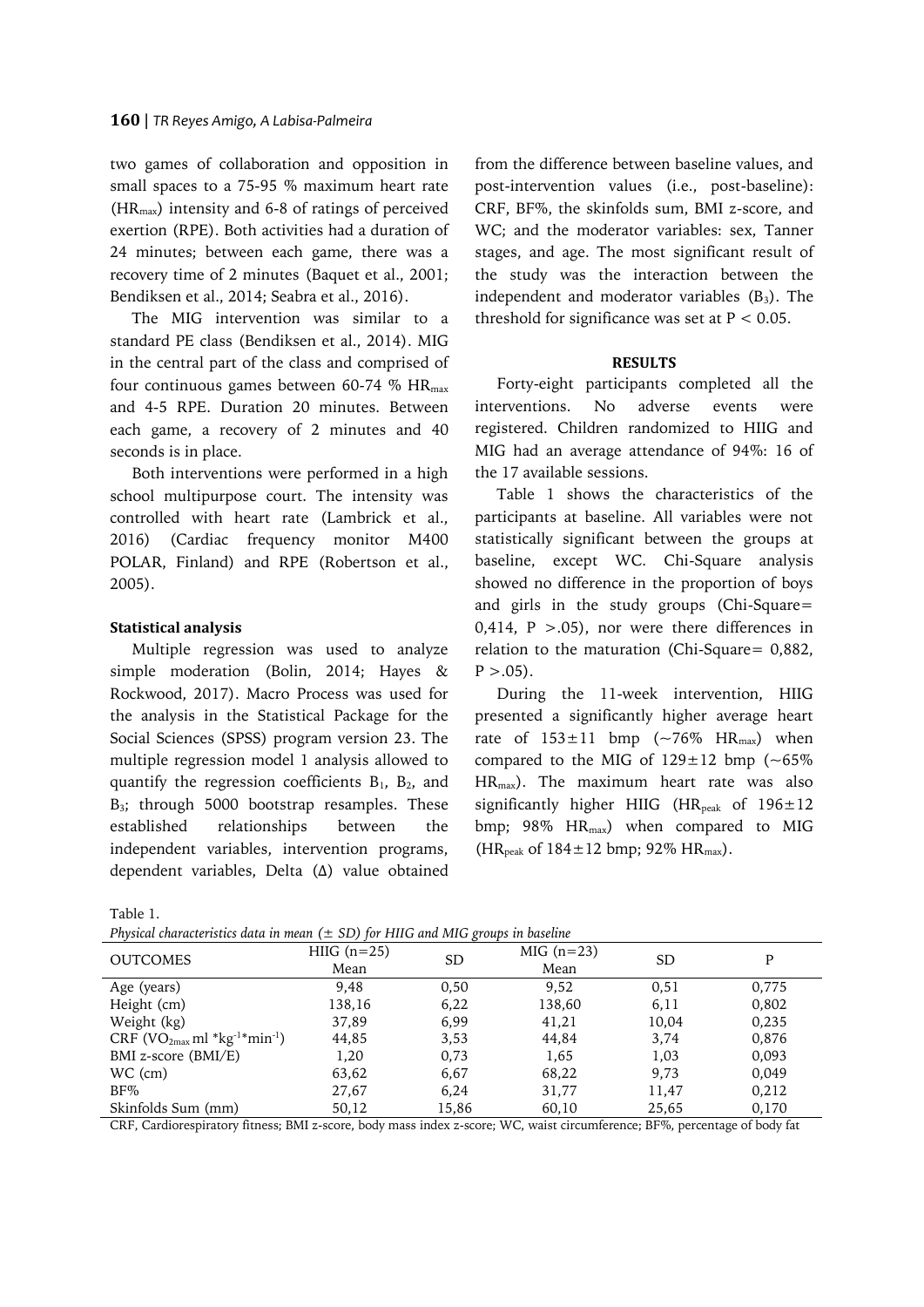two games of collaboration and opposition in small spaces to a 75-95 % maximum heart rate ($HR_{max}$) intensity and 6-8 of ratings of perceived exertion (RPE). Both activities had a duration of 24 minutes; between each game, there was a recovery time of 2 minutes (Baquet et al., 2001; Bendiksen et al., 2014; Seabra et al., 2016).

The MIG intervention was similar to a standard PE class (Bendiksen et al., 2014). MIG in the central part of the class and comprised of four continuous games between 60-74 % $HR_{max}$ and 4-5 RPE. Duration 20 minutes. Between each game, a recovery of 2 minutes and 40 seconds is in place.

Both interventions were performed in a high school multipurpose court. The intensity was controlled with heart rate (Lambrick et al., 2016) (Cardiac frequency monitor M400 POLAR, Finland) and RPE (Robertson et al., 2005).

### Statistical analysis

Multiple regression was used to analyze simple moderation (Bolin, 2014; Hayes & Rockwood, 2017). Macro Process was used for the analysis in the Statistical Package for the Social Sciences (SPSS) program version 23. The multiple regression model 1 analysis allowed to quantify the regression coefficients $B_1$, $B_2$, and $B_3$; through 5000 bootstrap resamples. These established relationships between the independent variables, intervention programs, dependent variables, Delta (Δ) value obtained from the difference between baseline values, and post-intervention values (i.e., post-baseline): CRF, BF%, the skinfolds sum, BMI z-score, and WC; and the moderator variables: sex, Tanner stages, and age. The most significant result of the study was the interaction between the independent and moderator variables ($B_3$). The threshold for significance was set at $P < 0.05$.

## RESULTS

Forty-eight participants completed all the interventions. No adverse events were registered. Children randomized to HIIG and MIG had an average attendance of 94%: 16 of the 17 available sessions.

Table 1 shows the characteristics of the participants at baseline. All variables were not statistically significant between the groups at baseline, except WC. Chi-Square analysis showed no difference in the proportion of boys and girls in the study groups (Chi-Square= 0,414, $P > .05$), nor were there differences in relation to the maturation (Chi-Square= 0,882, $P > .05$).

During the 11-week intervention, HIIG presented a significantly higher average heart rate of 153±11 bmp (~76% $HR_{max}$) when compared to the MIG of 129±12 bmp (~65% $HR_{max}$). The maximum heart rate was also significantly higher HIIG ($HR_{peak}$ of 196±12 bmp; 98% $HR_{max}$) when compared to MIG ($HR_{peak}$ of 184±12 bmp; 92% $HR_{max}$).

Table 1.
*Physical characteristics data in mean (± SD) for HIIG and MIG groups in baseline*

| OUTCOMES | HIIG (n=25) Mean | SD | MIG (n=23) Mean | SD | P |
|---|---|---|---|---|---|
| Age (years) | 9,48 | 0,50 | 9,52 | 0,51 | 0,775 |
| Height (cm) | 138,16 | 6,22 | 138,60 | 6,11 | 0,802 |
| Weight (kg) | 37,89 | 6,99 | 41,21 | 10,04 | 0,235 |
| CRF ($VO_{2max}$ ml $*kg^{-1}*min^{-1}$) | 44,85 | 3,53 | 44,84 | 3,74 | 0,876 |
| BMI z-score (BMI/E) | 1,20 | 0,73 | 1,65 | 1,03 | 0,093 |
| WC (cm) | 63,62 | 6,67 | 68,22 | 9,73 | 0,049 |
| BF% | 27,67 | 6,24 | 31,77 | 11,47 | 0,212 |
| Skinfolds Sum (mm) | 50,12 | 15,86 | 60,10 | 25,65 | 0,170 |

CRF, Cardiorespiratory fitness; BMI z-score, body mass index z-score; WC, waist circumference; BF%, percentage of body fat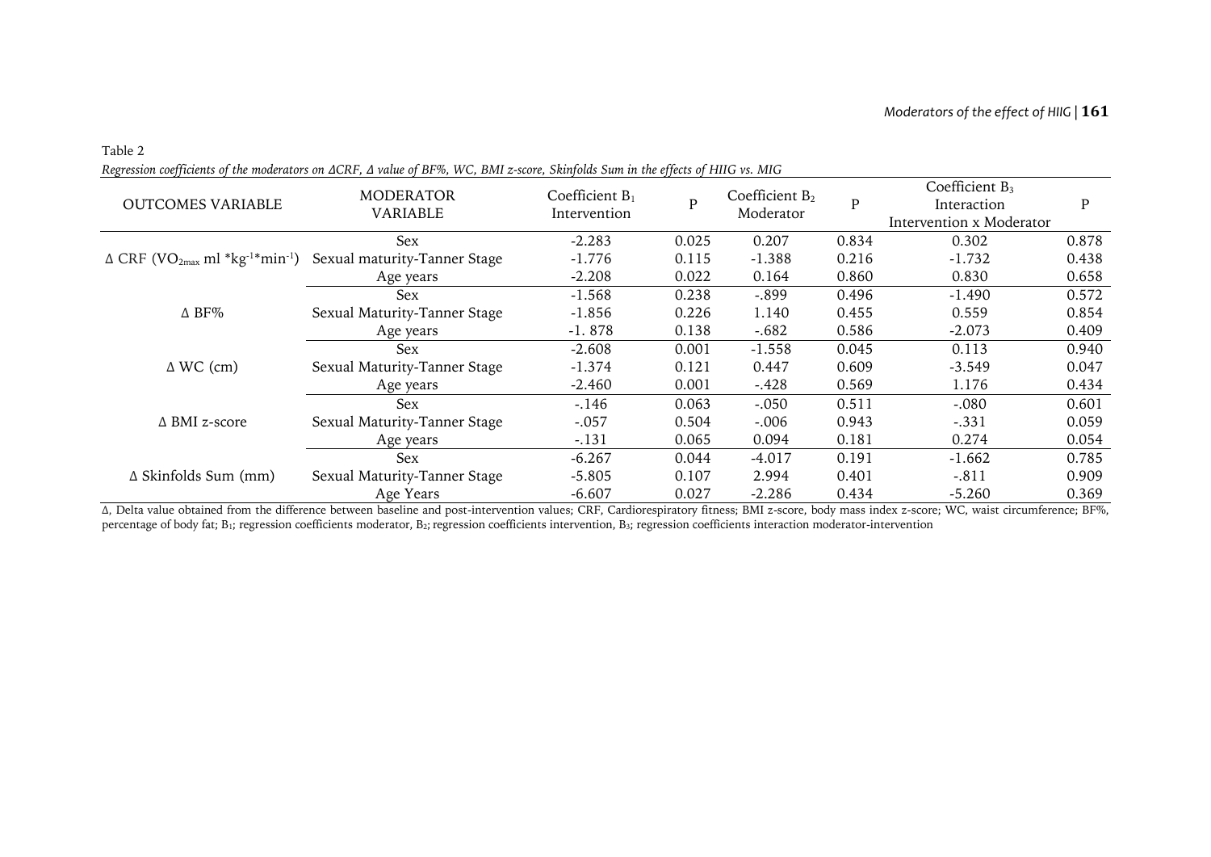Table 2

*Regression coefficients of the moderators on ΔCRF, Δ value of BF%, WC, BMI z-score, Skinfolds Sum in the effects of HIIG vs. MIG*

| OUTCOMES VARIABLE | MODERATOR VARIABLE | Coefficient $B_1$ Intervention | P | Coefficient $B_2$ Moderator | P | Coefficient $B_3$ Interaction Intervention x Moderator | P |
|---|---|---|---|---|---|---|---|
| Δ CRF ($VO_{2max}$ ml $*kg^{-1}*min^{-1}$) | Sex | -2.283 | 0.025 | 0.207 | 0.834 | 0.302 | 0.878 |
| | Sexual maturity-Tanner Stage | -1.776 | 0.115 | -1.388 | 0.216 | -1.732 | 0.438 |
| | Age years | -2.208 | 0.022 | 0.164 | 0.860 | 0.830 | 0.658 |
| Δ BF% | Sex | -1.568 | 0.238 | -.899 | 0.496 | -1.490 | 0.572 |
| | Sexual Maturity-Tanner Stage | -1.856 | 0.226 | 1.140 | 0.455 | 0.559 | 0.854 |
| | Age years | -1. 878 | 0.138 | -.682 | 0.586 | -2.073 | 0.409 |
| Δ WC (cm) | Sex | -2.608 | 0.001 | -1.558 | 0.045 | 0.113 | 0.940 |
| | Sexual Maturity-Tanner Stage | -1.374 | 0.121 | 0.447 | 0.609 | -3.549 | 0.047 |
| | Age years | -2.460 | 0.001 | -.428 | 0.569 | 1.176 | 0.434 |
| Δ BMI z-score | Sex | -.146 | 0.063 | -.050 | 0.511 | -.080 | 0.601 |
| | Sexual Maturity-Tanner Stage | -.057 | 0.504 | -.006 | 0.943 | -.331 | 0.059 |
| | Age years | -.131 | 0.065 | 0.094 | 0.181 | 0.274 | 0.054 |
| Δ Skinfolds Sum (mm) | Sex | -6.267 | 0.044 | -4.017 | 0.191 | -1.662 | 0.785 |
| | Sexual Maturity-Tanner Stage | -5.805 | 0.107 | 2.994 | 0.401 | -.811 | 0.909 |
| | Age Years | -6.607 | 0.027 | -2.286 | 0.434 | -5.260 | 0.369 |

Δ, Delta value obtained from the difference between baseline and post-intervention values; CRF, Cardiorespiratory fitness; BMI z-score, body mass index z-score; WC, waist circumference; BF%, percentage of body fat; $B_1$; regression coefficients moderator, $B_2$; regression coefficients intervention, $B_3$; regression coefficients interaction moderator-intervention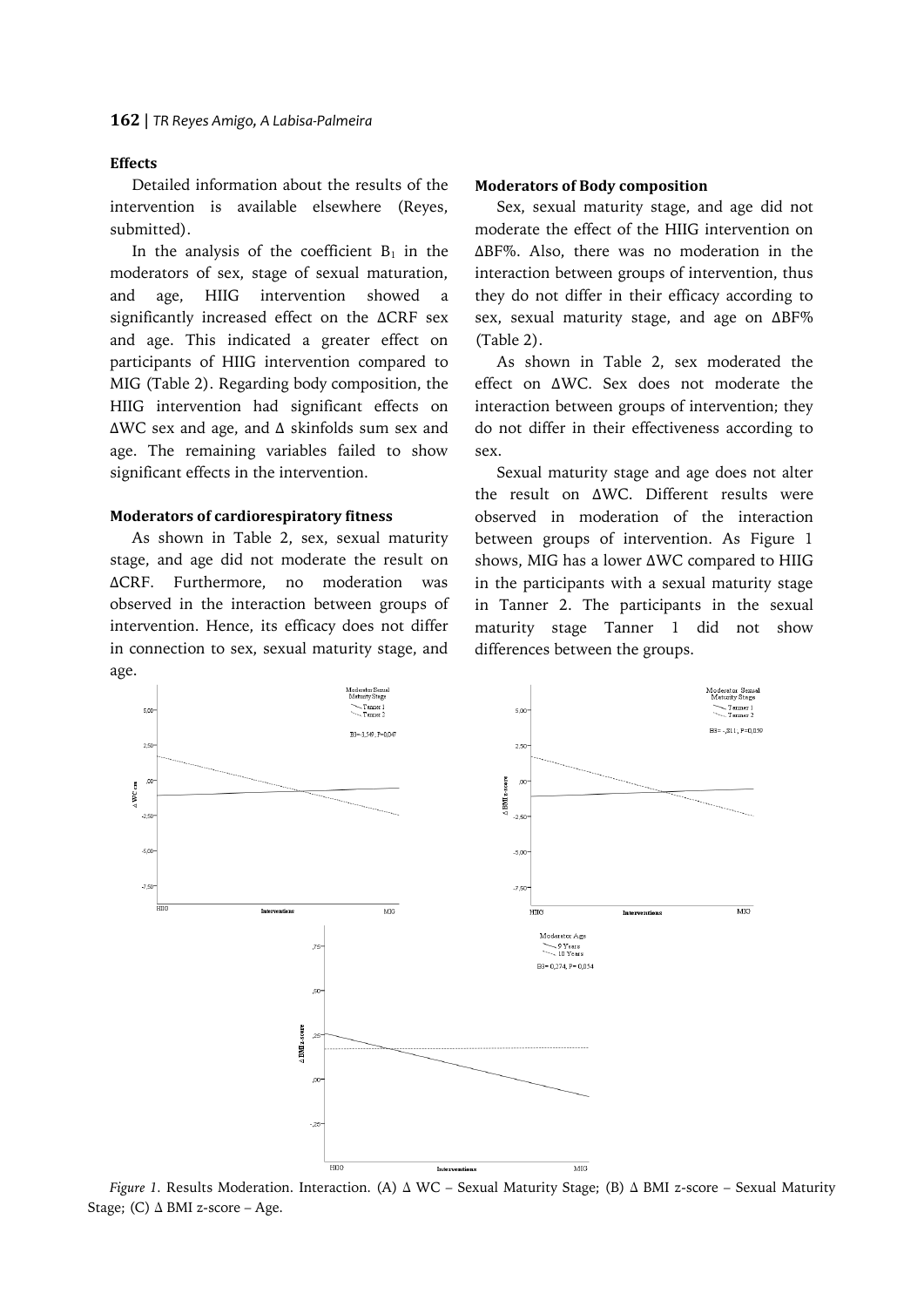### Effects

Detailed information about the results of the intervention is available elsewhere (Reyes, submitted).

In the analysis of the coefficient $B_1$ in the moderators of sex, stage of sexual maturation, and age, HIIG intervention showed a significantly increased effect on the ΔCRF sex and age. This indicated a greater effect on participants of HIIG intervention compared to MIG (Table 2). Regarding body composition, the HIIG intervention had significant effects on ΔWC sex and age, and Δ skinfolds sum sex and age. The remaining variables failed to show significant effects in the intervention.

### Moderators of cardiorespiratory fitness

As shown in Table 2, sex, sexual maturity stage, and age did not moderate the result on ΔCRF. Furthermore, no moderation was observed in the interaction between groups of intervention. Hence, its efficacy does not differ in connection to sex, sexual maturity stage, and age.

### Moderators of Body composition

Sex, sexual maturity stage, and age did not moderate the effect of the HIIG intervention on ΔBF%. Also, there was no moderation in the interaction between groups of intervention, thus they do not differ in their efficacy according to sex, sexual maturity stage, and age on ΔBF% (Table 2).

As shown in Table 2, sex moderated the effect on ΔWC. Sex does not moderate the interaction between groups of intervention; they do not differ in their effectiveness according to sex.

Sexual maturity stage and age does not alter the result on ΔWC. Different results were observed in moderation of the interaction between groups of intervention. As Figure 1 shows, MIG has a lower ΔWC compared to HIIG in the participants with a sexual maturity stage in Tanner 2. The participants in the sexual maturity stage Tanner 1 did not show differences between the groups.

*Figure 1.* Results Moderation. Interaction. (A) Δ WC – Sexual Maturity Stage; (B) Δ BMI z-score – Sexual Maturity Stage; (C) Δ BMI z-score – Age.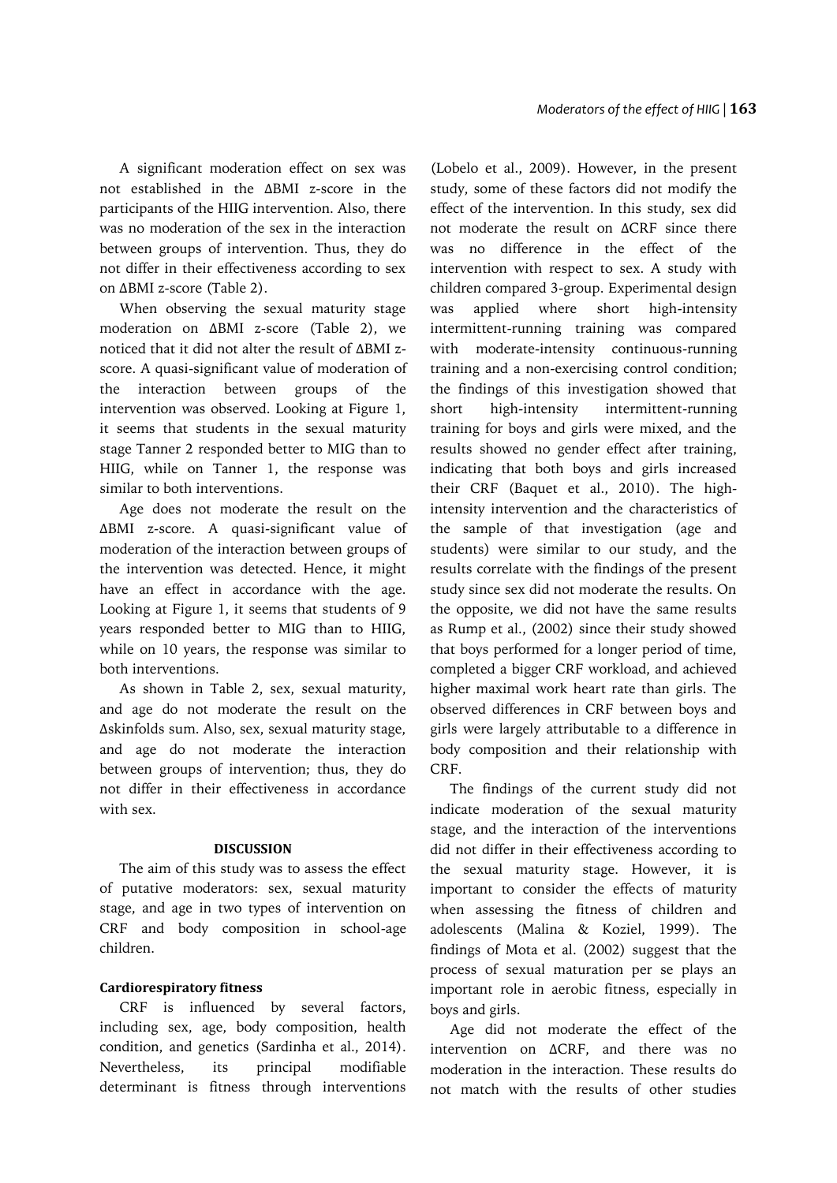A significant moderation effect on sex was not established in the ΔBMI z-score in the participants of the HIIG intervention. Also, there was no moderation of the sex in the interaction between groups of intervention. Thus, they do not differ in their effectiveness according to sex on ΔBMI z-score (Table 2).

When observing the sexual maturity stage moderation on ΔBMI z-score (Table 2), we noticed that it did not alter the result of ΔBMI z-score. A quasi-significant value of moderation of the interaction between groups of the intervention was observed. Looking at Figure 1, it seems that students in the sexual maturity stage Tanner 2 responded better to MIG than to HIIG, while on Tanner 1, the response was similar to both interventions.

Age does not moderate the result on the ΔBMI z-score. A quasi-significant value of moderation of the interaction between groups of the intervention was detected. Hence, it might have an effect in accordance with the age. Looking at Figure 1, it seems that students of 9 years responded better to MIG than to HIIG, while on 10 years, the response was similar to both interventions.

As shown in Table 2, sex, sexual maturity, and age do not moderate the result on the Δskinfolds sum. Also, sex, sexual maturity stage, and age do not moderate the interaction between groups of intervention; thus, they do not differ in their effectiveness in accordance with sex.

## DISCUSSION

The aim of this study was to assess the effect of putative moderators: sex, sexual maturity stage, and age in two types of intervention on CRF and body composition in school-age children.

### Cardiorespiratory fitness

CRF is influenced by several factors, including sex, age, body composition, health condition, and genetics (Sardinha et al., 2014). Nevertheless, its principal modifiable determinant is fitness through interventions (Lobelo et al., 2009). However, in the present study, some of these factors did not modify the effect of the intervention. In this study, sex did not moderate the result on ΔCRF since there was no difference in the effect of the intervention with respect to sex. A study with children compared 3-group. Experimental design was applied where short high-intensity intermittent-running training was compared with moderate-intensity continuous-running training and a non-exercising control condition; the findings of this investigation showed that short high-intensity intermittent-running training for boys and girls were mixed, and the results showed no gender effect after training, indicating that both boys and girls increased their CRF (Baquet et al., 2010). The high-intensity intervention and the characteristics of the sample of that investigation (age and students) were similar to our study, and the results correlate with the findings of the present study since sex did not moderate the results. On the opposite, we did not have the same results as Rump et al., (2002) since their study showed that boys performed for a longer period of time, completed a bigger CRF workload, and achieved higher maximal work heart rate than girls. The observed differences in CRF between boys and girls were largely attributable to a difference in body composition and their relationship with CRF.

The findings of the current study did not indicate moderation of the sexual maturity stage, and the interaction of the interventions did not differ in their effectiveness according to the sexual maturity stage. However, it is important to consider the effects of maturity when assessing the fitness of children and adolescents (Malina & Koziel, 1999). The findings of Mota et al. (2002) suggest that the process of sexual maturation per se plays an important role in aerobic fitness, especially in boys and girls.

Age did not moderate the effect of the intervention on ΔCRF, and there was no moderation in the interaction. These results do not match with the results of other studies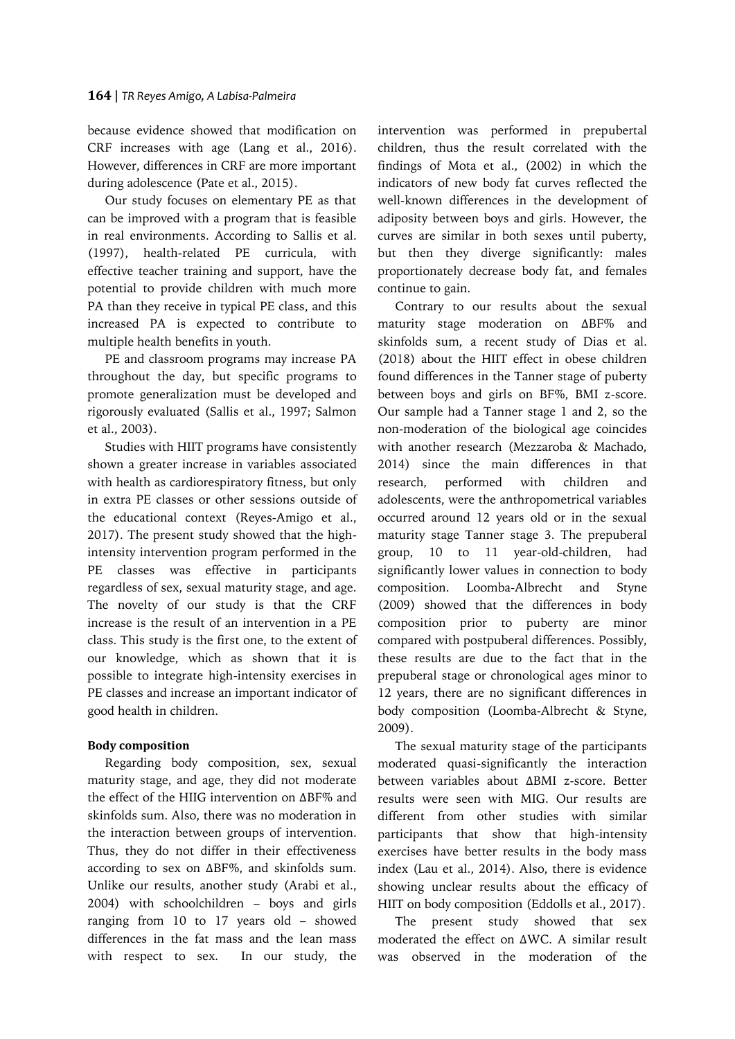because evidence showed that modification on CRF increases with age (Lang et al., 2016). However, differences in CRF are more important during adolescence (Pate et al., 2015).

Our study focuses on elementary PE as that can be improved with a program that is feasible in real environments. According to Sallis et al. (1997), health-related PE curricula, with effective teacher training and support, have the potential to provide children with much more PA than they receive in typical PE class, and this increased PA is expected to contribute to multiple health benefits in youth.

PE and classroom programs may increase PA throughout the day, but specific programs to promote generalization must be developed and rigorously evaluated (Sallis et al., 1997; Salmon et al., 2003).

Studies with HIIT programs have consistently shown a greater increase in variables associated with health as cardiorespiratory fitness, but only in extra PE classes or other sessions outside of the educational context (Reyes-Amigo et al., 2017). The present study showed that the high-intensity intervention program performed in the PE classes was effective in participants regardless of sex, sexual maturity stage, and age. The novelty of our study is that the CRF increase is the result of an intervention in a PE class. This study is the first one, to the extent of our knowledge, which as shown that it is possible to integrate high-intensity exercises in PE classes and increase an important indicator of good health in children.

**Body composition**

Regarding body composition, sex, sexual maturity stage, and age, they did not moderate the effect of the HIIG intervention on ΔBF% and skinfolds sum. Also, there was no moderation in the interaction between groups of intervention. Thus, they do not differ in their effectiveness according to sex on ΔBF%, and skinfolds sum. Unlike our results, another study (Arabi et al., 2004) with schoolchildren – boys and girls ranging from 10 to 17 years old – showed differences in the fat mass and the lean mass with respect to sex. In our study, the intervention was performed in prepubertal children, thus the result correlated with the findings of Mota et al., (2002) in which the indicators of new body fat curves reflected the well-known differences in the development of adiposity between boys and girls. However, the curves are similar in both sexes until puberty, but then they diverge significantly: males proportionately decrease body fat, and females continue to gain.

Contrary to our results about the sexual maturity stage moderation on ΔBF% and skinfolds sum, a recent study of Dias et al. (2018) about the HIIT effect in obese children found differences in the Tanner stage of puberty between boys and girls on BF%, BMI z-score. Our sample had a Tanner stage 1 and 2, so the non-moderation of the biological age coincides with another research (Mezzaroba & Machado, 2014) since the main differences in that research, performed with children and adolescents, were the anthropometrical variables occurred around 12 years old or in the sexual maturity stage Tanner stage 3. The prepuberal group, 10 to 11 year-old-children, had significantly lower values in connection to body composition. Loomba-Albrecht and Styne (2009) showed that the differences in body composition prior to puberty are minor compared with postpuberal differences. Possibly, these results are due to the fact that in the prepuberal stage or chronological ages minor to 12 years, there are no significant differences in body composition (Loomba-Albrecht & Styne, 2009).

The sexual maturity stage of the participants moderated quasi-significantly the interaction between variables about ΔBMI z-score. Better results were seen with MIG. Our results are different from other studies with similar participants that show that high-intensity exercises have better results in the body mass index (Lau et al., 2014). Also, there is evidence showing unclear results about the efficacy of HIIT on body composition (Eddolls et al., 2017).

The present study showed that sex moderated the effect on ΔWC. A similar result was observed in the moderation of the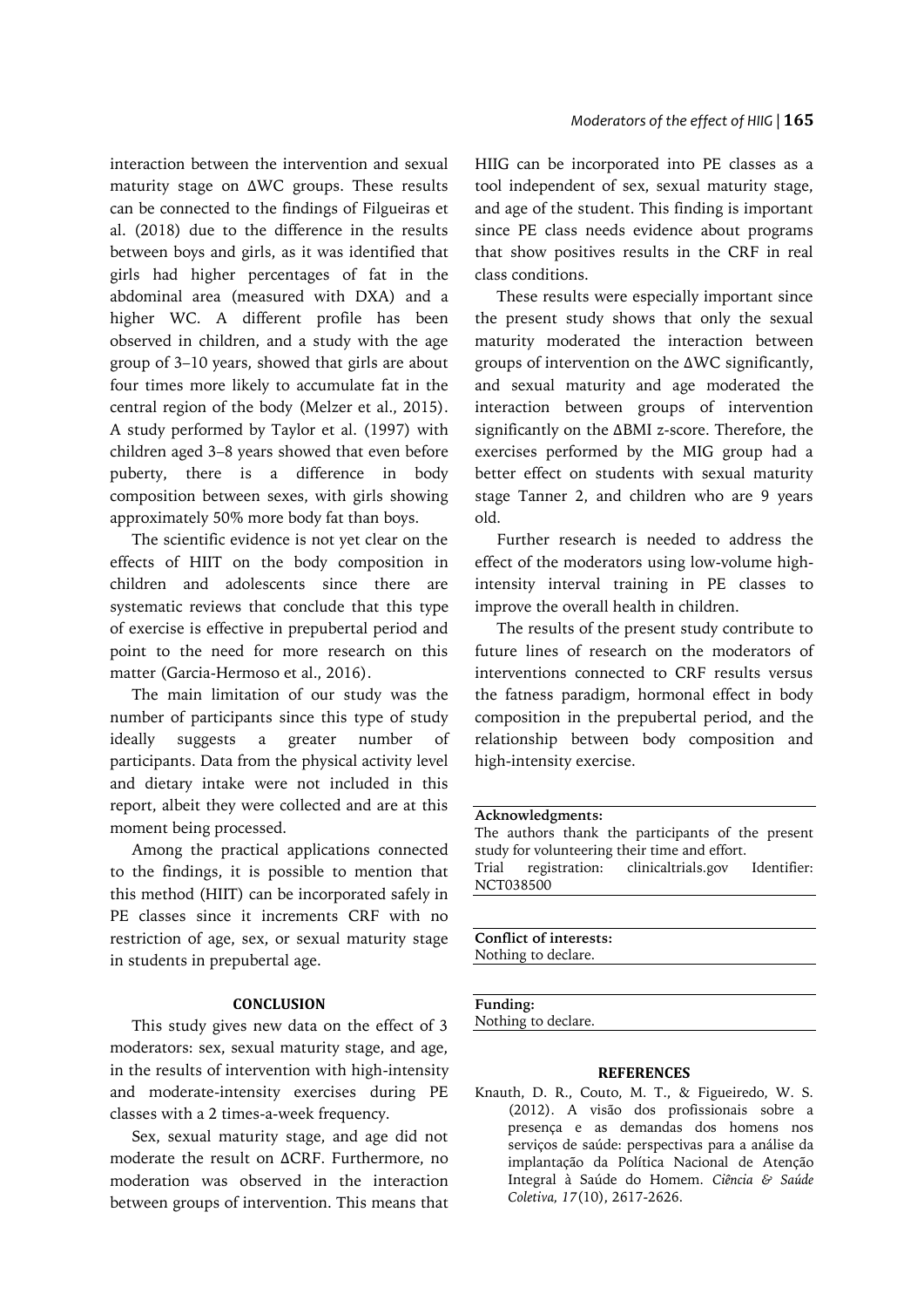interaction between the intervention and sexual maturity stage on ΔWC groups. These results can be connected to the findings of Filgueiras et al. (2018) due to the difference in the results between boys and girls, as it was identified that girls had higher percentages of fat in the abdominal area (measured with DXA) and a higher WC. A different profile has been observed in children, and a study with the age group of 3–10 years, showed that girls are about four times more likely to accumulate fat in the central region of the body (Melzer et al., 2015). A study performed by Taylor et al. (1997) with children aged 3–8 years showed that even before puberty, there is a difference in body composition between sexes, with girls showing approximately 50% more body fat than boys.

The scientific evidence is not yet clear on the effects of HIIT on the body composition in children and adolescents since there are systematic reviews that conclude that this type of exercise is effective in prepubertal period and point to the need for more research on this matter (Garcia-Hermoso et al., 2016).

The main limitation of our study was the number of participants since this type of study ideally suggests a greater number of participants. Data from the physical activity level and dietary intake were not included in this report, albeit they were collected and are at this moment being processed.

Among the practical applications connected to the findings, it is possible to mention that this method (HIIT) can be incorporated safely in PE classes since it increments CRF with no restriction of age, sex, or sexual maturity stage in students in prepubertal age.

## CONCLUSION

This study gives new data on the effect of 3 moderators: sex, sexual maturity stage, and age, in the results of intervention with high-intensity and moderate-intensity exercises during PE classes with a 2 times-a-week frequency.

Sex, sexual maturity stage, and age did not moderate the result on ΔCRF. Furthermore, no moderation was observed in the interaction between groups of intervention. This means that HIIG can be incorporated into PE classes as a tool independent of sex, sexual maturity stage, and age of the student. This finding is important since PE class needs evidence about programs that show positives results in the CRF in real class conditions.

These results were especially important since the present study shows that only the sexual maturity moderated the interaction between groups of intervention on the ΔWC significantly, and sexual maturity and age moderated the interaction between groups of intervention significantly on the ΔBMI z-score. Therefore, the exercises performed by the MIG group had a better effect on students with sexual maturity stage Tanner 2, and children who are 9 years old.

Further research is needed to address the effect of the moderators using low-volume high-intensity interval training in PE classes to improve the overall health in children.

The results of the present study contribute to future lines of research on the moderators of interventions connected to CRF results versus the fatness paradigm, hormonal effect in body composition in the prepubertal period, and the relationship between body composition and high-intensity exercise.

**Acknowledgments:**
The authors thank the participants of the present study for volunteering their time and effort.
Trial registration: clinicaltrials.gov Identifier: NCT038500

**Conflict of interests:**
Nothing to declare.

**Funding:**
Nothing to declare.

## REFERENCES

Knauth, D. R., Couto, M. T., & Figueiredo, W. S. (2012). A visão dos profissionais sobre a presença e as demandas dos homens nos serviços de saúde: perspectivas para a análise da implantação da Política Nacional de Atenção Integral à Saúde do Homem. *Ciência & Saúde Coletiva, 17*(10), 2617-2626.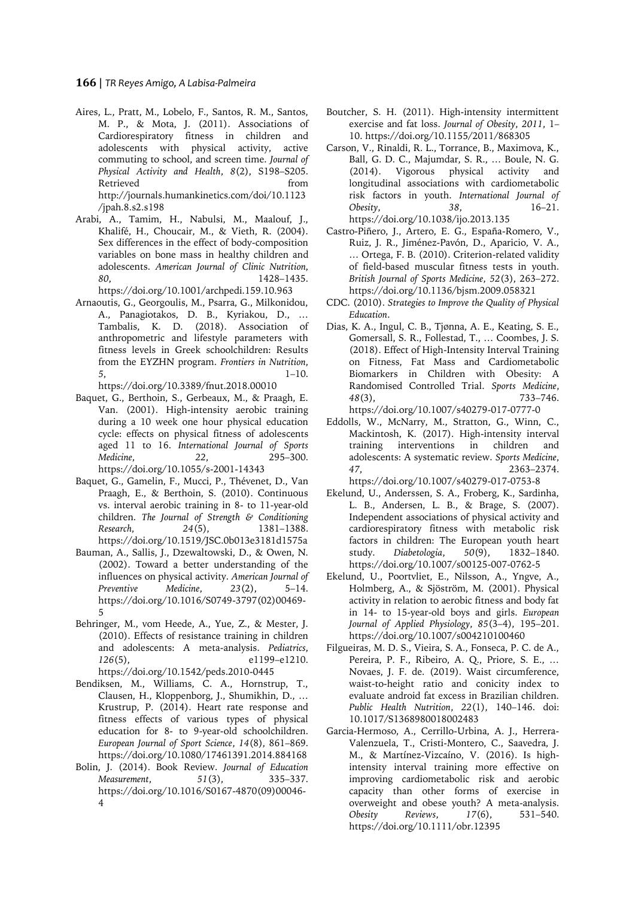Aires, L., Pratt, M., Lobelo, F., Santos, R. M., Santos, M. P., & Mota, J. (2011). Associations of Cardiorespiratory fitness in children and adolescents with physical activity, active commuting to school, and screen time. *Journal of Physical Activity and Health*, *8*(2), S198–S205. Retrieved from http://journals.humankinetics.com/doi/10.1123/jpah.8.s2.s198

Arabi, A., Tamim, H., Nabulsi, M., Maalouf, J., Khalifé, H., Choucair, M., & Vieth, R. (2004). Sex differences in the effect of body-composition variables on bone mass in healthy children and adolescents. *American Journal of Clinic Nutrition*, *80*, 1428–1435. https://doi.org/10.1001/archpedi.159.10.963

Arnaoutis, G., Georgoulis, M., Psarra, G., Milkonidou, A., Panagiotakos, D. B., Kyriakou, D., … Tambalis, K. D. (2018). Association of anthropometric and lifestyle parameters with fitness levels in Greek schoolchildren: Results from the EYZHN program. *Frontiers in Nutrition*, *5*, 1–10. https://doi.org/10.3389/fnut.2018.00010

Baquet, G., Berthoin, S., Gerbeaux, M., & Praagh, E. Van. (2001). High-intensity aerobic training during a 10 week one hour physical education cycle: effects on physical fitness of adolescents aged 11 to 16. *International Journal of Sports Medicine*, *22*, 295–300. https://doi.org/10.1055/s-2001-14343

Baquet, G., Gamelin, F., Mucci, P., Thévenet, D., Van Praagh, E., & Berthoin, S. (2010). Continuous vs. interval aerobic training in 8- to 11-year-old children. *The Journal of Strength & Conditioning Research*, *24*(5), 1381–1388. https://doi.org/10.1519/JSC.0b013e3181d1575a

Bauman, A., Sallis, J., Dzewaltowski, D., & Owen, N. (2002). Toward a better understanding of the influences on physical activity. *American Journal of Preventive Medicine*, *23*(2), 5–14. https://doi.org/10.1016/S0749-3797(02)00469-5

Behringer, M., vom Heede, A., Yue, Z., & Mester, J. (2010). Effects of resistance training in children and adolescents: A meta-analysis. *Pediatrics*, *126*(5), e1199–e1210. https://doi.org/10.1542/peds.2010-0445

Bendiksen, M., Williams, C. A., Hornstrup, T., Clausen, H., Kloppenborg, J., Shumikhin, D., … Krustrup, P. (2014). Heart rate response and fitness effects of various types of physical education for 8- to 9-year-old schoolchildren. *European Journal of Sport Science*, *14*(8), 861–869. https://doi.org/10.1080/17461391.2014.884168

Bolin, J. (2014). Book Review. *Journal of Education Measurement*, *51*(3), 335–337. https://doi.org/10.1016/S0167-4870(09)00046-4

Boutcher, S. H. (2011). High-intensity intermittent exercise and fat loss. *Journal of Obesity*, *2011*, 1–10. https://doi.org/10.1155/2011/868305

Carson, V., Rinaldi, R. L., Torrance, B., Maximova, K., Ball, G. D. C., Majumdar, S. R., … Boule, N. G. (2014). Vigorous physical activity and longitudinal associations with cardiometabolic risk factors in youth. *International Journal of Obesity*, *38*, 16–21. https://doi.org/10.1038/ijo.2013.135

Castro-Piñero, J., Artero, E. G., España-Romero, V., Ruiz, J. R., Jiménez-Pavón, D., Aparicio, V. A., … Ortega, F. B. (2010). Criterion-related validity of field-based muscular fitness tests in youth. *British Journal of Sports Medicine*, *52*(3), 263–272. https://doi.org/10.1136/bjsm.2009.058321

CDC. (2010). *Strategies to Improve the Quality of Physical Education*.

Dias, K. A., Ingul, C. B., Tjønna, A. E., Keating, S. E., Gomersall, S. R., Follestad, T., … Coombes, J. S. (2018). Effect of High-Intensity Interval Training on Fitness, Fat Mass and Cardiometabolic Biomarkers in Children with Obesity: A Randomised Controlled Trial. *Sports Medicine*, *48*(3), 733–746. https://doi.org/10.1007/s40279-017-0777-0

Eddolls, W., McNarry, M., Stratton, G., Winn, C., Mackintosh, K. (2017). High-intensity interval training interventions in children and adolescents: A systematic review. *Sports Medicine*, *47*, 2363–2374. https://doi.org/10.1007/s40279-017-0753-8

Ekelund, U., Anderssen, S. A., Froberg, K., Sardinha, L. B., Andersen, L. B., & Brage, S. (2007). Independent associations of physical activity and cardiorespiratory fitness with metabolic risk factors in children: The European youth heart study. *Diabetologia*, *50*(9), 1832–1840. https://doi.org/10.1007/s00125-007-0762-5

Ekelund, U., Poortvliet, E., Nilsson, A., Yngve, A., Holmberg, A., & Sjöström, M. (2001). Physical activity in relation to aerobic fitness and body fat in 14- to 15-year-old boys and girls. *European Journal of Applied Physiology*, *85*(3–4), 195–201. https://doi.org/10.1007/s004210100460

Filgueiras, M. D. S., Vieira, S. A., Fonseca, P. C. de A., Pereira, P. F., Ribeiro, A. Q., Priore, S. E., … Novaes, J. F. de. (2019). Waist circumference, waist-to-height ratio and conicity index to evaluate android fat excess in Brazilian children. *Public Health Nutrition*, *22*(1), 140–146. doi: 10.1017/S1368980018002483

Garcia-Hermoso, A., Cerrillo-Urbina, A. J., Herrera-Valenzuela, T., Cristi-Montero, C., Saavedra, J. M., & Martínez-Vizcaíno, V. (2016). Is high-intensity interval training more effective on improving cardiometabolic risk and aerobic capacity than other forms of exercise in overweight and obese youth? A meta-analysis. *Obesity Reviews*, *17*(6), 531–540. https://doi.org/10.1111/obr.12395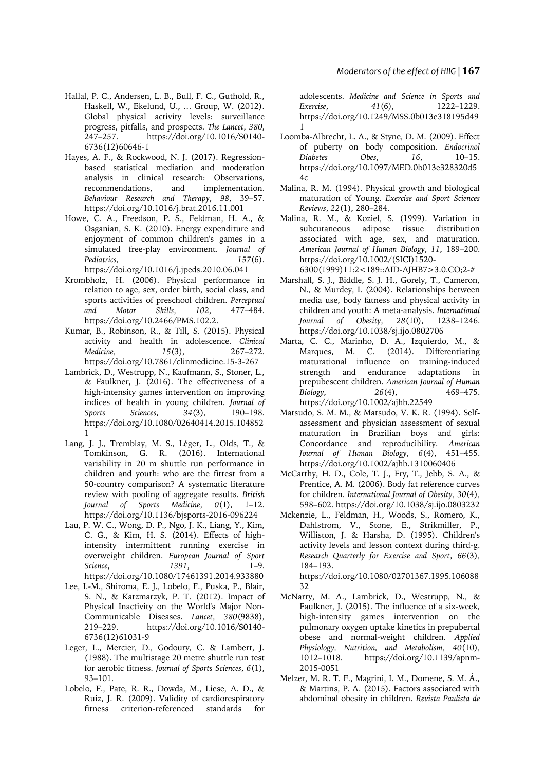Hallal, P. C., Andersen, L. B., Bull, F. C., Guthold, R., Haskell, W., Ekelund, U., … Group, W. (2012). Global physical activity levels: surveillance progress, pitfalls, and prospects. *The Lancet*, *380*, 247–257. https://doi.org/10.1016/S0140-6736(12)60646-1

Hayes, A. F., & Rockwood, N. J. (2017). Regression-based statistical mediation and moderation analysis in clinical research: Observations, recommendations, and implementation. *Behaviour Research and Therapy*, *98*, 39–57. https://doi.org/10.1016/j.brat.2016.11.001

Howe, C. A., Freedson, P. S., Feldman, H. A., & Osganian, S. K. (2010). Energy expenditure and enjoyment of common children's games in a simulated free-play environment. *Journal of Pediatrics*, *157*(6). https://doi.org/10.1016/j.jpeds.2010.06.041

Krombholz, H. (2006). Physical performance in relation to age, sex, order birth, social class, and sports activities of preschool children. *Perceptual and Motor Skills*, *102*, 477–484. https://doi.org/10.2466/PMS.102.2.

Kumar, B., Robinson, R., & Till, S. (2015). Physical activity and health in adolescence. *Clinical Medicine*, *15*(3), 267–272. https://doi.org/10.7861/clinmedicine.15-3-267

Lambrick, D., Westrupp, N., Kaufmann, S., Stoner, L., & Faulkner, J. (2016). The effectiveness of a high-intensity games intervention on improving indices of health in young children. *Journal of Sports Sciences*, *34*(3), 190–198. https://doi.org/10.1080/02640414.2015.1048521

Lang, J. J., Tremblay, M. S., Léger, L., Olds, T., & Tomkinson, G. R. (2016). International variability in 20 m shuttle run performance in children and youth: who are the fittest from a 50-country comparison? A systematic literature review with pooling of aggregate results. *British Journal of Sports Medicine*, *0*(1), 1–12. https://doi.org/10.1136/bjsports-2016-096224

Lau, P. W. C., Wong, D. P., Ngo, J. K., Liang, Y., Kim, C. G., & Kim, H. S. (2014). Effects of high-intensity intermittent running exercise in overweight children. *European Journal of Sport Science*, *1391*, 1–9. https://doi.org/10.1080/17461391.2014.933880

Lee, I.-M., Shiroma, E. J., Lobelo, F., Puska, P., Blair, S. N., & Katzmarzyk, P. T. (2012). Impact of Physical Inactivity on the World's Major Non-Communicable Diseases. *Lancet*, *380*(9838), 219–229. https://doi.org/10.1016/S0140-6736(12)61031-9

Leger, L., Mercier, D., Godoury, C. & Lambert, J. (1988). The multistage 20 metre shuttle run test for aerobic fitness. *Journal of Sports Sciences*, *6*(1), 93–101.

Lobelo, F., Pate, R. R., Dowda, M., Liese, A. D., & Ruiz, J. R. (2009). Validity of cardiorespiratory fitness criterion-referenced standards for adolescents. *Medicine and Science in Sports and Exercise*, *41*(6), 1222–1229. https://doi.org/10.1249/MSS.0b013e318195d491

Loomba-Albrecht, L. A., & Styne, D. M. (2009). Effect of puberty on body composition. *Endocrinol Diabetes Obes*, *16*, 10–15. https://doi.org/10.1097/MED.0b013e328320d54c

Malina, R. M. (1994). Physical growth and biological maturation of Young. *Exercise and Sport Sciences Reviews*, *22*(1), 280–284.

Malina, R. M., & Koziel, S. (1999). Variation in subcutaneous adipose tissue distribution associated with age, sex, and maturation. *American Journal of Human Biology*, *11*, 189–200. https://doi.org/10.1002/(SICI)1520-6300(1999)11:2<189::AID-AJHB7>3.0.CO;2-#

Marshall, S. J., Biddle, S. J. H., Gorely, T., Cameron, N., & Murdey, I. (2004). Relationships between media use, body fatness and physical activity in children and youth: A meta-analysis. *International Journal of Obesity*, *28*(10), 1238–1246. https://doi.org/10.1038/sj.ijo.0802706

Marta, C. C., Marinho, D. A., Izquierdo, M., & Marques, M. C. (2014). Differentiating maturational influence on training-induced strength and endurance adaptations in prepubescent children. *American Journal of Human Biology*, *26*(4), 469–475. https://doi.org/10.1002/ajhb.22549

Matsudo, S. M. M., & Matsudo, V. K. R. (1994). Self-assessment and physician assessment of sexual maturation in Brazilian boys and girls: Concordance and reproducibility. *American Journal of Human Biology*, *6*(4), 451–455. https://doi.org/10.1002/ajhb.1310060406

McCarthy, H. D., Cole, T. J., Fry, T., Jebb, S. A., & Prentice, A. M. (2006). Body fat reference curves for children. *International Journal of Obesity*, *30*(4), 598–602. https://doi.org/10.1038/sj.ijo.0803232

Mckenzie, L., Feldman, H., Woods, S., Romero, K., Dahlstrom, V., Stone, E., Strikmiller, P., Williston, J. & Harsha, D. (1995). Children's activity levels and lesson context during third-g. *Research Quarterly for Exercise and Sport*, *66*(3), 184–193. https://doi.org/10.1080/02701367.1995.10608832

McNarry, M. A., Lambrick, D., Westrupp, N., & Faulkner, J. (2015). The influence of a six-week, high-intensity games intervention on the pulmonary oxygen uptake kinetics in prepubertal obese and normal-weight children. *Applied Physiology, Nutrition, and Metabolism*, *40*(10), 1012–1018. https://doi.org/10.1139/apnm-2015-0051

Melzer, M. R. T. F., Magrini, I. M., Domene, S. M. Á., & Martins, P. A. (2015). Factors associated with abdominal obesity in children. *Revista Paulista de*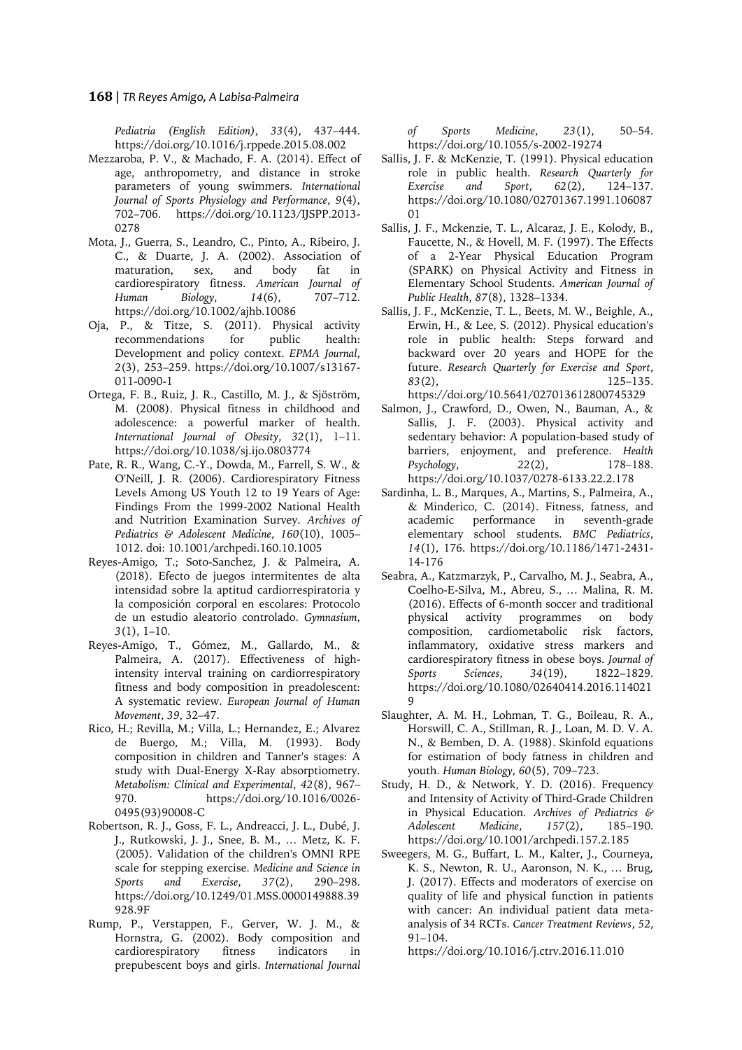*Pediatria (English Edition)*, *33*(4), 437–444. https://doi.org/10.1016/j.rppede.2015.08.002

Mezzaroba, P. V., & Machado, F. A. (2014). Effect of age, anthropometry, and distance in stroke parameters of young swimmers. *International Journal of Sports Physiology and Performance*, *9*(4), 702–706. https://doi.org/10.1123/IJSPP.2013-0278

Mota, J., Guerra, S., Leandro, C., Pinto, A., Ribeiro, J. C., & Duarte, J. A. (2002). Association of maturation, sex, and body fat in cardiorespiratory fitness. *American Journal of Human Biology*, *14*(6), 707–712. https://doi.org/10.1002/ajhb.10086

Oja, P., & Titze, S. (2011). Physical activity recommendations for public health: Development and policy context. *EPMA Journal*, *2*(3), 253–259. https://doi.org/10.1007/s13167-011-0090-1

Ortega, F. B., Ruiz, J. R., Castillo, M. J., & Sjöström, M. (2008). Physical fitness in childhood and adolescence: a powerful marker of health. *International Journal of Obesity*, *32*(1), 1–11. https://doi.org/10.1038/sj.ijo.0803774

Pate, R. R., Wang, C.-Y., Dowda, M., Farrell, S. W., & O'Neill, J. R. (2006). Cardiorespiratory Fitness Levels Among US Youth 12 to 19 Years of Age: Findings From the 1999-2002 National Health and Nutrition Examination Survey. *Archives of Pediatrics & Adolescent Medicine*, *160*(10), 1005–1012. doi: 10.1001/archpedi.160.10.1005

Reyes-Amigo, T.; Soto-Sanchez, J. & Palmeira, A. (2018). Efecto de juegos intermitentes de alta intensidad sobre la aptitud cardiorrespiratoria y la composición corporal en escolares: Protocolo de un estudio aleatorio controlado. *Gymnasium*, *3*(1), 1–10.

Reyes-Amigo, T., Gómez, M., Gallardo, M., & Palmeira, A. (2017). Effectiveness of high-intensity interval training on cardiorrespiratory fitness and body composition in preadolescent: A systematic review. *European Journal of Human Movement*, *39*, 32–47.

Rico, H.; Revilla, M.; Villa, L.; Hernandez, E.; Alvarez de Buergo, M.; Villa, M. (1993). Body composition in children and Tanner's stages: A study with Dual-Energy X-Ray absorptiometry. *Metabolism: Clinical and Experimental*, *42*(8), 967–970. https://doi.org/10.1016/0026-0495(93)90008-C

Robertson, R. J., Goss, F. L., Andreacci, J. L., Dubé, J. J., Rutkowski, J. J., Snee, B. M., … Metz, K. F. (2005). Validation of the children's OMNI RPE scale for stepping exercise. *Medicine and Science in Sports and Exercise*, *37*(2), 290–298. https://doi.org/10.1249/01.MSS.0000149888.39928.9F

Rump, P., Verstappen, F., Gerver, W. J. M., & Hornstra, G. (2002). Body composition and cardiorespiratory fitness indicators in prepubescent boys and girls. *International Journal of Sports Medicine*, *23*(1), 50–54. https://doi.org/10.1055/s-2002-19274

Sallis, J. F. & McKenzie, T. (1991). Physical education role in public health. *Research Quarterly for Exercise and Sport*, *62*(2), 124–137. https://doi.org/10.1080/02701367.1991.10608701

Sallis, J. F., Mckenzie, T. L., Alcaraz, J. E., Kolody, B., Faucette, N., & Hovell, M. F. (1997). The Effects of a 2-Year Physical Education Program (SPARK) on Physical Activity and Fitness in Elementary School Students. *American Journal of Public Health*, *87*(8), 1328–1334.

Sallis, J. F., McKenzie, T. L., Beets, M. W., Beighle, A., Erwin, H., & Lee, S. (2012). Physical education's role in public health: Steps forward and backward over 20 years and HOPE for the future. *Research Quarterly for Exercise and Sport*, *83*(2), 125–135. https://doi.org/10.5641/027013612800745329

Salmon, J., Crawford, D., Owen, N., Bauman, A., & Sallis, J. F. (2003). Physical activity and sedentary behavior: A population-based study of barriers, enjoyment, and preference. *Health Psychology*, *22*(2), 178–188. https://doi.org/10.1037/0278-6133.22.2.178

Sardinha, L. B., Marques, A., Martins, S., Palmeira, A., & Minderico, C. (2014). Fitness, fatness, and academic performance in seventh-grade elementary school students. *BMC Pediatrics*, *14*(1), 176. https://doi.org/10.1186/1471-2431-14-176

Seabra, A., Katzmarzyk, P., Carvalho, M. J., Seabra, A., Coelho-E-Silva, M., Abreu, S., … Malina, R. M. (2016). Effects of 6-month soccer and traditional physical activity programmes on body composition, cardiometabolic risk factors, inflammatory, oxidative stress markers and cardiorespiratory fitness in obese boys. *Journal of Sports Sciences*, *34*(19), 1822–1829. https://doi.org/10.1080/02640414.2016.1140219

Slaughter, A. M. H., Lohman, T. G., Boileau, R. A., Horswill, C. A., Stillman, R. J., Loan, M. D. V. A. N., & Bemben, D. A. (1988). Skinfold equations for estimation of body fatness in children and youth. *Human Biology*, *60*(5), 709–723.

Study, H. D., & Network, Y. D. (2016). Frequency and Intensity of Activity of Third-Grade Children in Physical Education. *Archives of Pediatrics & Adolescent Medicine*, *157*(2), 185–190. https://doi.org/10.1001/archpedi.157.2.185

Sweegers, M. G., Buffart, L. M., Kalter, J., Courneya, K. S., Newton, R. U., Aaronson, N. K., … Brug, J. (2017). Effects and moderators of exercise on quality of life and physical function in patients with cancer: An individual patient data meta-analysis of 34 RCTs. *Cancer Treatment Reviews*, *52*, 91–104. https://doi.org/10.1016/j.ctrv.2016.11.010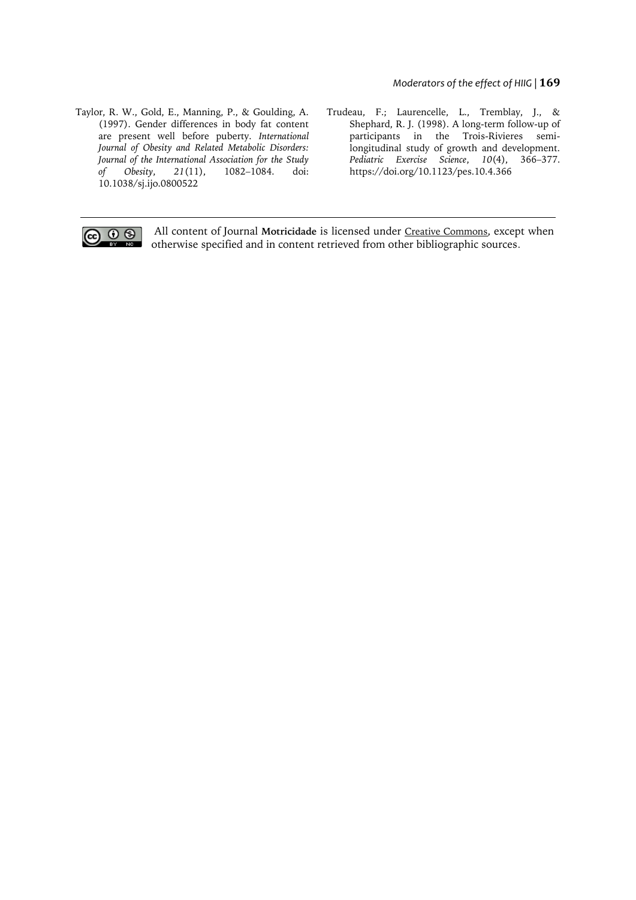Taylor, R. W., Gold, E., Manning, P., & Goulding, A. (1997). Gender differences in body fat content are present well before puberty. *International Journal of Obesity and Related Metabolic Disorders: Journal of the International Association for the Study of Obesity*, *21*(11), 1082–1084. doi: 10.1038/sj.ijo.0800522

Trudeau, F.; Laurencelle, L., Tremblay, J., & Shephard, R. J. (1998). A long-term follow-up of participants in the Trois-Rivieres semi-longitudinal study of growth and development. *Pediatric Exercise Science*, *10*(4), 366–377. https://doi.org/10.1123/pes.10.4.366

---

All content of Journal **Motricidade** is licensed under Creative Commons, except when otherwise specified and in content retrieved from other bibliographic sources.